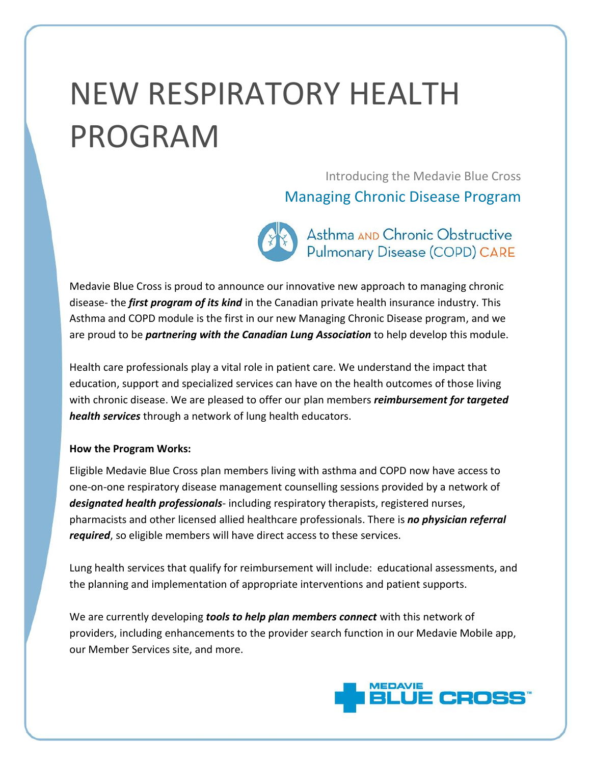# NEW RESPIRATORY HEALTH PROGRAM

Introducing the Medavie Blue Cross

## Managing Chronic Disease Program

Asthma AND Chronic Obstructive Pulmonary Disease (COPD) CARE

Medavie Blue Cross is proud to announce our innovative new approach to managing chronic disease- the ***first program of its kind*** in the Canadian private health insurance industry. This Asthma and COPD module is the first in our new Managing Chronic Disease program, and we are proud to be ***partnering with the Canadian Lung Association*** to help develop this module.

Health care professionals play a vital role in patient care. We understand the impact that education, support and specialized services can have on the health outcomes of those living with chronic disease. We are pleased to offer our plan members ***reimbursement for targeted health services*** through a network of lung health educators.

**How the Program Works:**

Eligible Medavie Blue Cross plan members living with asthma and COPD now have access to one-on-one respiratory disease management counselling sessions provided by a network of ***designated health professionals***- including respiratory therapists, registered nurses, pharmacists and other licensed allied healthcare professionals. There is ***no physician referral required***, so eligible members will have direct access to these services.

Lung health services that qualify for reimbursement will include: educational assessments, and the planning and implementation of appropriate interventions and patient supports.

We are currently developing ***tools to help plan members connect*** with this network of providers, including enhancements to the provider search function in our Medavie Mobile app, our Member Services site, and more.

MEDAVIE BLUE CROSS™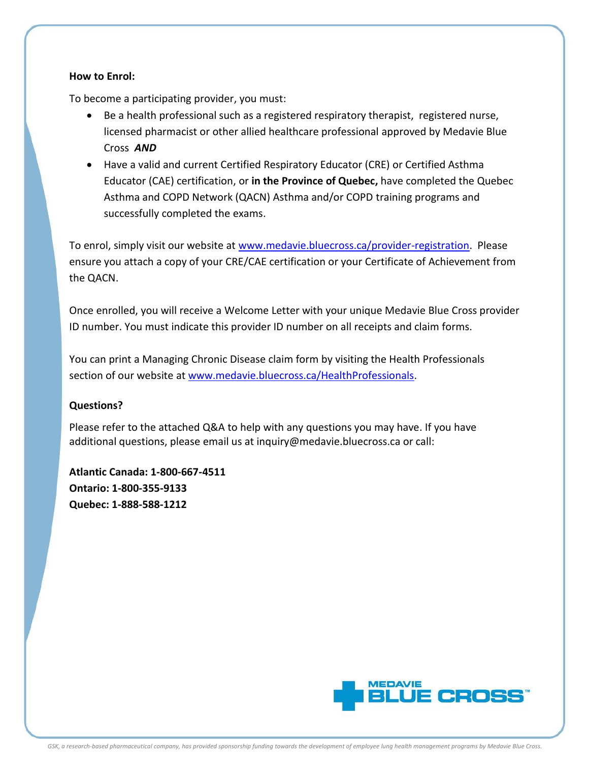**How to Enrol:**

To become a participating provider, you must:

- Be a health professional such as a registered respiratory therapist, registered nurse, licensed pharmacist or other allied healthcare professional approved by Medavie Blue Cross ***AND***
- Have a valid and current Certified Respiratory Educator (CRE) or Certified Asthma Educator (CAE) certification, or **in the Province of Quebec,** have completed the Quebec Asthma and COPD Network (QACN) Asthma and/or COPD training programs and successfully completed the exams.

To enrol, simply visit our website at [www.medavie.bluecross.ca/provider-registration](www.medavie.bluecross.ca/provider-registration). Please ensure you attach a copy of your CRE/CAE certification or your Certificate of Achievement from the QACN.

Once enrolled, you will receive a Welcome Letter with your unique Medavie Blue Cross provider ID number. You must indicate this provider ID number on all receipts and claim forms.

You can print a Managing Chronic Disease claim form by visiting the Health Professionals section of our website at [www.medavie.bluecross.ca/HealthProfessionals](www.medavie.bluecross.ca/HealthProfessionals).

**Questions?**

Please refer to the attached Q&A to help with any questions you may have. If you have additional questions, please email us at inquiry@medavie.bluecross.ca or call:

**Atlantic Canada: 1-800-667-4511**
**Ontario: 1-800-355-9133**
**Quebec: 1-888-588-1212**

MEDAVIE BLUE CROSS™

*GSK, a research-based pharmaceutical company, has provided sponsorship funding towards the development of employee lung health management programs by Medavie Blue Cross.*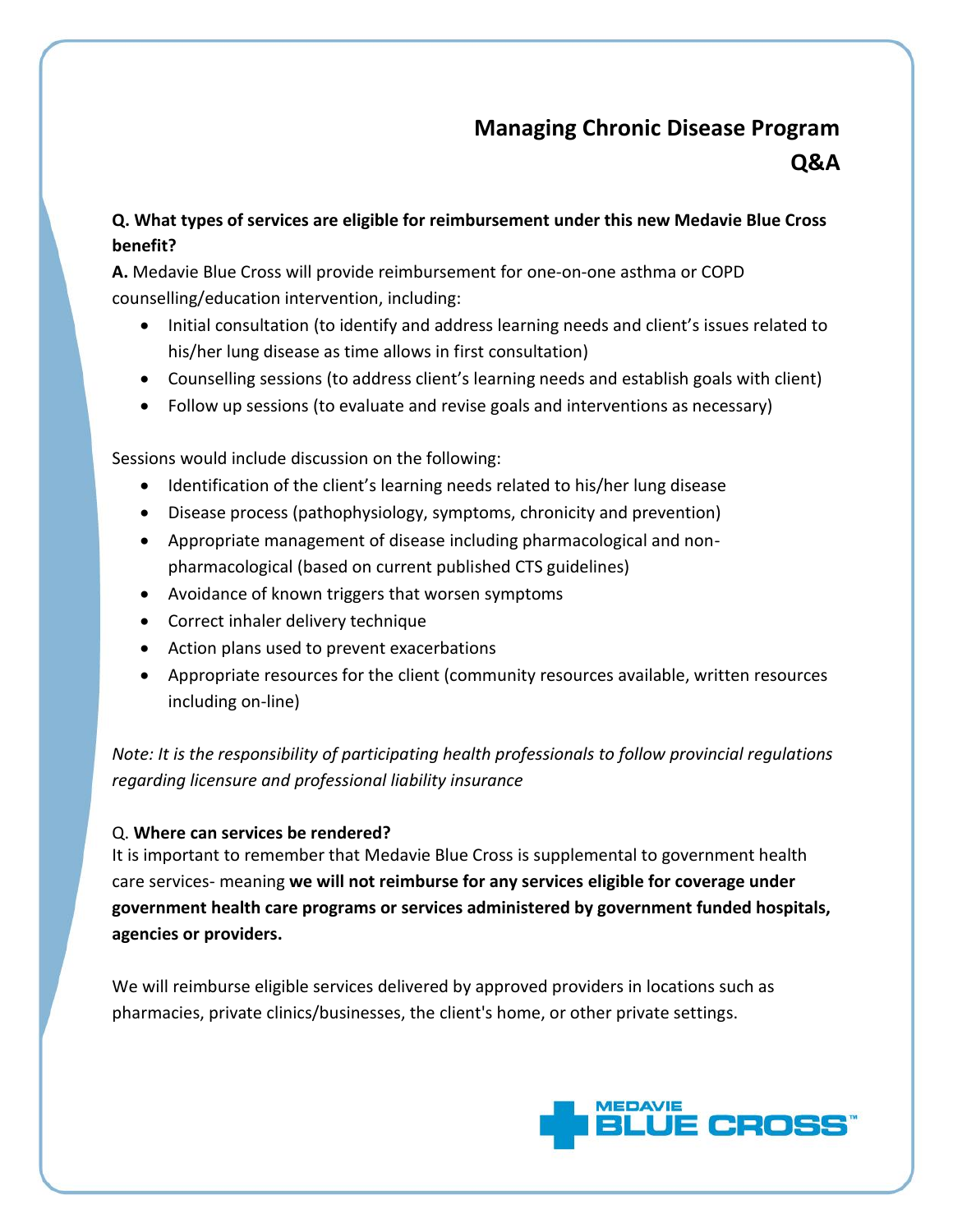# Managing Chronic Disease Program Q&A

**Q. What types of services are eligible for reimbursement under this new Medavie Blue Cross benefit?**

**A.** Medavie Blue Cross will provide reimbursement for one-on-one asthma or COPD counselling/education intervention, including:

- Initial consultation (to identify and address learning needs and client's issues related to his/her lung disease as time allows in first consultation)
- Counselling sessions (to address client's learning needs and establish goals with client)
- Follow up sessions (to evaluate and revise goals and interventions as necessary)

Sessions would include discussion on the following:

- Identification of the client's learning needs related to his/her lung disease
- Disease process (pathophysiology, symptoms, chronicity and prevention)
- Appropriate management of disease including pharmacological and non-pharmacological (based on current published CTS guidelines)
- Avoidance of known triggers that worsen symptoms
- Correct inhaler delivery technique
- Action plans used to prevent exacerbations
- Appropriate resources for the client (community resources available, written resources including on-line)

*Note: It is the responsibility of participating health professionals to follow provincial regulations regarding licensure and professional liability insurance*

Q. **Where can services be rendered?**

It is important to remember that Medavie Blue Cross is supplemental to government health care services- meaning **we will not reimburse for any services eligible for coverage under government health care programs or services administered by government funded hospitals, agencies or providers.**

We will reimburse eligible services delivered by approved providers in locations such as pharmacies, private clinics/businesses, the client's home, or other private settings.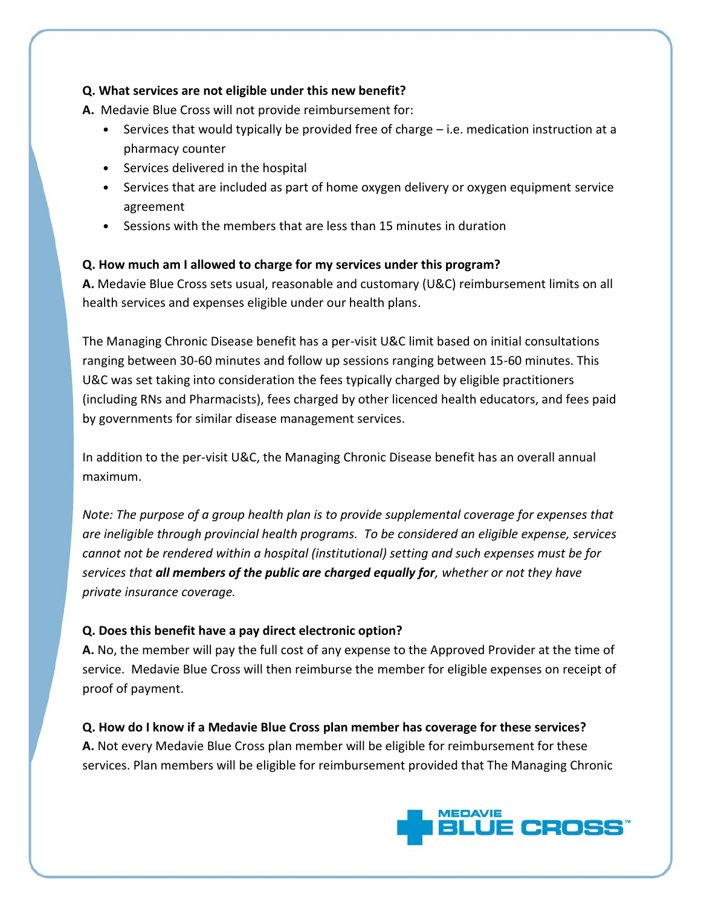**Q. What services are not eligible under this new benefit?**

**A.** Medavie Blue Cross will not provide reimbursement for:

- Services that would typically be provided free of charge – i.e. medication instruction at a pharmacy counter
- Services delivered in the hospital
- Services that are included as part of home oxygen delivery or oxygen equipment service agreement
- Sessions with the members that are less than 15 minutes in duration

**Q. How much am I allowed to charge for my services under this program?**

**A.** Medavie Blue Cross sets usual, reasonable and customary (U&C) reimbursement limits on all health services and expenses eligible under our health plans.

The Managing Chronic Disease benefit has a per-visit U&C limit based on initial consultations ranging between 30-60 minutes and follow up sessions ranging between 15-60 minutes. This U&C was set taking into consideration the fees typically charged by eligible practitioners (including RNs and Pharmacists), fees charged by other licenced health educators, and fees paid by governments for similar disease management services.

In addition to the per-visit U&C, the Managing Chronic Disease benefit has an overall annual maximum.

*Note: The purpose of a group health plan is to provide supplemental coverage for expenses that are ineligible through provincial health programs. To be considered an eligible expense, services cannot not be rendered within a hospital (institutional) setting and such expenses must be for services that* ***all members of the public are charged equally for****, whether or not they have private insurance coverage.*

**Q. Does this benefit have a pay direct electronic option?**

**A.** No, the member will pay the full cost of any expense to the Approved Provider at the time of service. Medavie Blue Cross will then reimburse the member for eligible expenses on receipt of proof of payment.

**Q. How do I know if a Medavie Blue Cross plan member has coverage for these services?**

**A.** Not every Medavie Blue Cross plan member will be eligible for reimbursement for these services. Plan members will be eligible for reimbursement provided that The Managing Chronic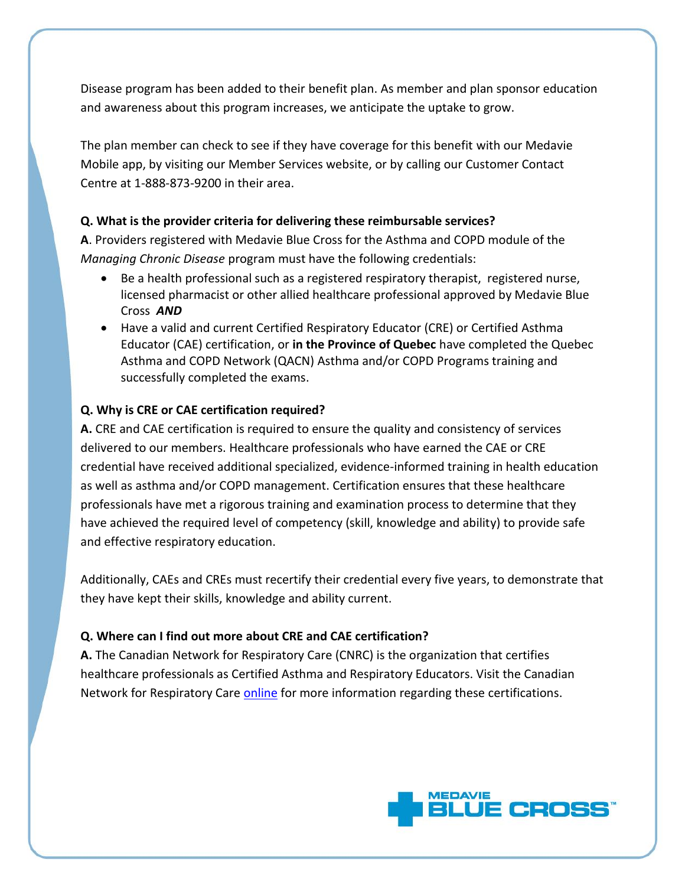Disease program has been added to their benefit plan. As member and plan sponsor education and awareness about this program increases, we anticipate the uptake to grow.

The plan member can check to see if they have coverage for this benefit with our Medavie Mobile app, by visiting our Member Services website, or by calling our Customer Contact Centre at 1-888-873-9200 in their area.

**Q. What is the provider criteria for delivering these reimbursable services?**

**A**. Providers registered with Medavie Blue Cross for the Asthma and COPD module of the *Managing Chronic Disease* program must have the following credentials:

- Be a health professional such as a registered respiratory therapist, registered nurse, licensed pharmacist or other allied healthcare professional approved by Medavie Blue Cross ***AND***
- Have a valid and current Certified Respiratory Educator (CRE) or Certified Asthma Educator (CAE) certification, or **in the Province of Quebec** have completed the Quebec Asthma and COPD Network (QACN) Asthma and/or COPD Programs training and successfully completed the exams.

**Q. Why is CRE or CAE certification required?**

**A.** CRE and CAE certification is required to ensure the quality and consistency of services delivered to our members. Healthcare professionals who have earned the CAE or CRE credential have received additional specialized, evidence-informed training in health education as well as asthma and/or COPD management. Certification ensures that these healthcare professionals have met a rigorous training and examination process to determine that they have achieved the required level of competency (skill, knowledge and ability) to provide safe and effective respiratory education.

Additionally, CAEs and CREs must recertify their credential every five years, to demonstrate that they have kept their skills, knowledge and ability current.

**Q. Where can I find out more about CRE and CAE certification?**

**A.** The Canadian Network for Respiratory Care (CNRC) is the organization that certifies healthcare professionals as Certified Asthma and Respiratory Educators. Visit the Canadian Network for Respiratory Care online for more information regarding these certifications.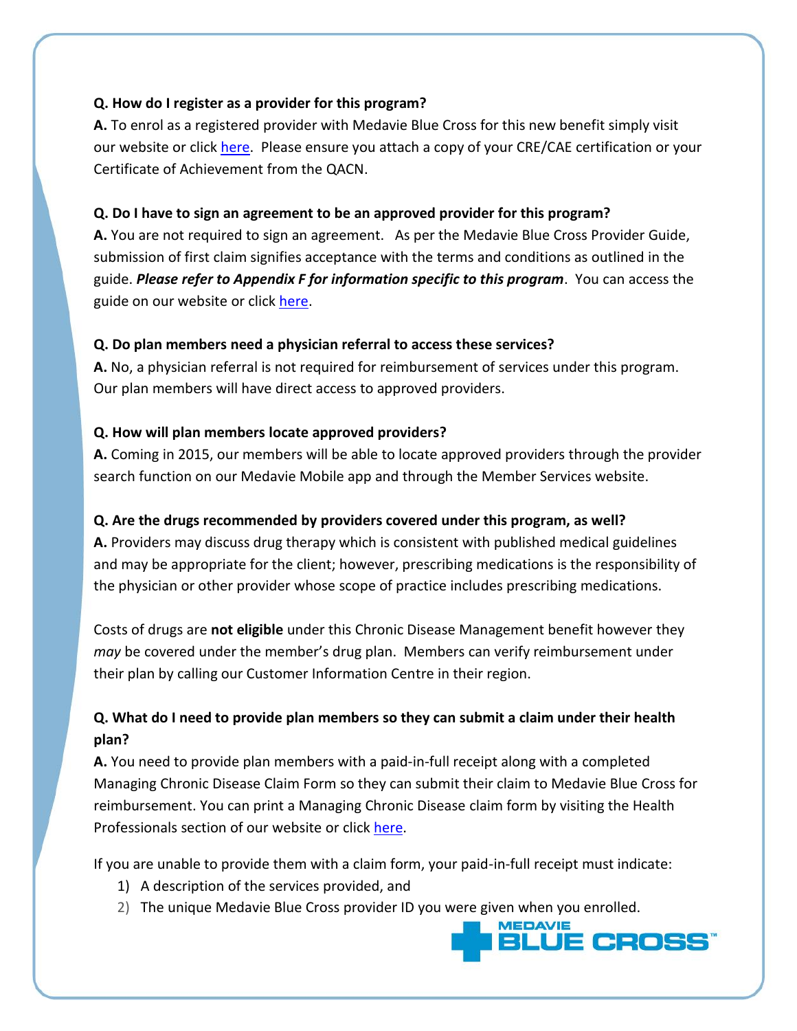**Q. How do I register as a provider for this program?**

**A.** To enrol as a registered provider with Medavie Blue Cross for this new benefit simply visit our website or click here. Please ensure you attach a copy of your CRE/CAE certification or your Certificate of Achievement from the QACN.

**Q. Do I have to sign an agreement to be an approved provider for this program?**

**A.** You are not required to sign an agreement. As per the Medavie Blue Cross Provider Guide, submission of first claim signifies acceptance with the terms and conditions as outlined in the guide. ***Please refer to Appendix F for information specific to this program***. You can access the guide on our website or click here.

**Q. Do plan members need a physician referral to access these services?**

**A.** No, a physician referral is not required for reimbursement of services under this program. Our plan members will have direct access to approved providers.

**Q. How will plan members locate approved providers?**

**A.** Coming in 2015, our members will be able to locate approved providers through the provider search function on our Medavie Mobile app and through the Member Services website.

**Q. Are the drugs recommended by providers covered under this program, as well?**

**A.** Providers may discuss drug therapy which is consistent with published medical guidelines and may be appropriate for the client; however, prescribing medications is the responsibility of the physician or other provider whose scope of practice includes prescribing medications.

Costs of drugs are **not eligible** under this Chronic Disease Management benefit however they *may* be covered under the member's drug plan. Members can verify reimbursement under their plan by calling our Customer Information Centre in their region.

**Q. What do I need to provide plan members so they can submit a claim under their health plan?**

**A.** You need to provide plan members with a paid-in-full receipt along with a completed Managing Chronic Disease Claim Form so they can submit their claim to Medavie Blue Cross for reimbursement. You can print a Managing Chronic Disease claim form by visiting the Health Professionals section of our website or click here.

If you are unable to provide them with a claim form, your paid-in-full receipt must indicate:

1) A description of the services provided, and
2) The unique Medavie Blue Cross provider ID you were given when you enrolled.